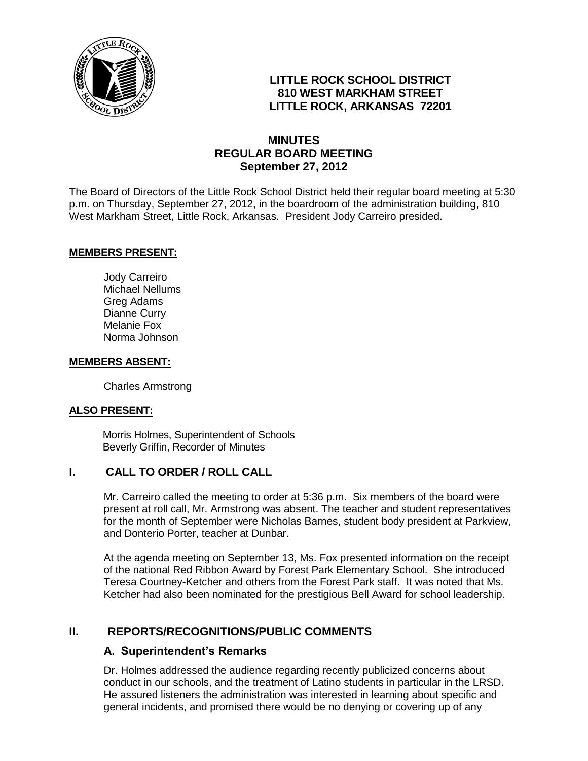**LITTLE ROCK SCHOOL DISTRICT**
**810 WEST MARKHAM STREET**
**LITTLE ROCK, ARKANSAS 72201**

# MINUTES
## REGULAR BOARD MEETING
### September 27, 2012

The Board of Directors of the Little Rock School District held their regular board meeting at 5:30 p.m. on Thursday, September 27, 2012, in the boardroom of the administration building, 810 West Markham Street, Little Rock, Arkansas. President Jody Carreiro presided.

**MEMBERS PRESENT:**

Jody Carreiro
Michael Nellums
Greg Adams
Dianne Curry
Melanie Fox
Norma Johnson

**MEMBERS ABSENT:**

Charles Armstrong

**ALSO PRESENT:**

Morris Holmes, Superintendent of Schools
Beverly Griffin, Recorder of Minutes

## I. CALL TO ORDER / ROLL CALL

Mr. Carreiro called the meeting to order at 5:36 p.m. Six members of the board were present at roll call, Mr. Armstrong was absent. The teacher and student representatives for the month of September were Nicholas Barnes, student body president at Parkview, and Donterio Porter, teacher at Dunbar.

At the agenda meeting on September 13, Ms. Fox presented information on the receipt of the national Red Ribbon Award by Forest Park Elementary School. She introduced Teresa Courtney-Ketcher and others from the Forest Park staff. It was noted that Ms. Ketcher had also been nominated for the prestigious Bell Award for school leadership.

## II. REPORTS/RECOGNITIONS/PUBLIC COMMENTS

### A. Superintendent's Remarks

Dr. Holmes addressed the audience regarding recently publicized concerns about conduct in our schools, and the treatment of Latino students in particular in the LRSD. He assured listeners the administration was interested in learning about specific and general incidents, and promised there would be no denying or covering up of any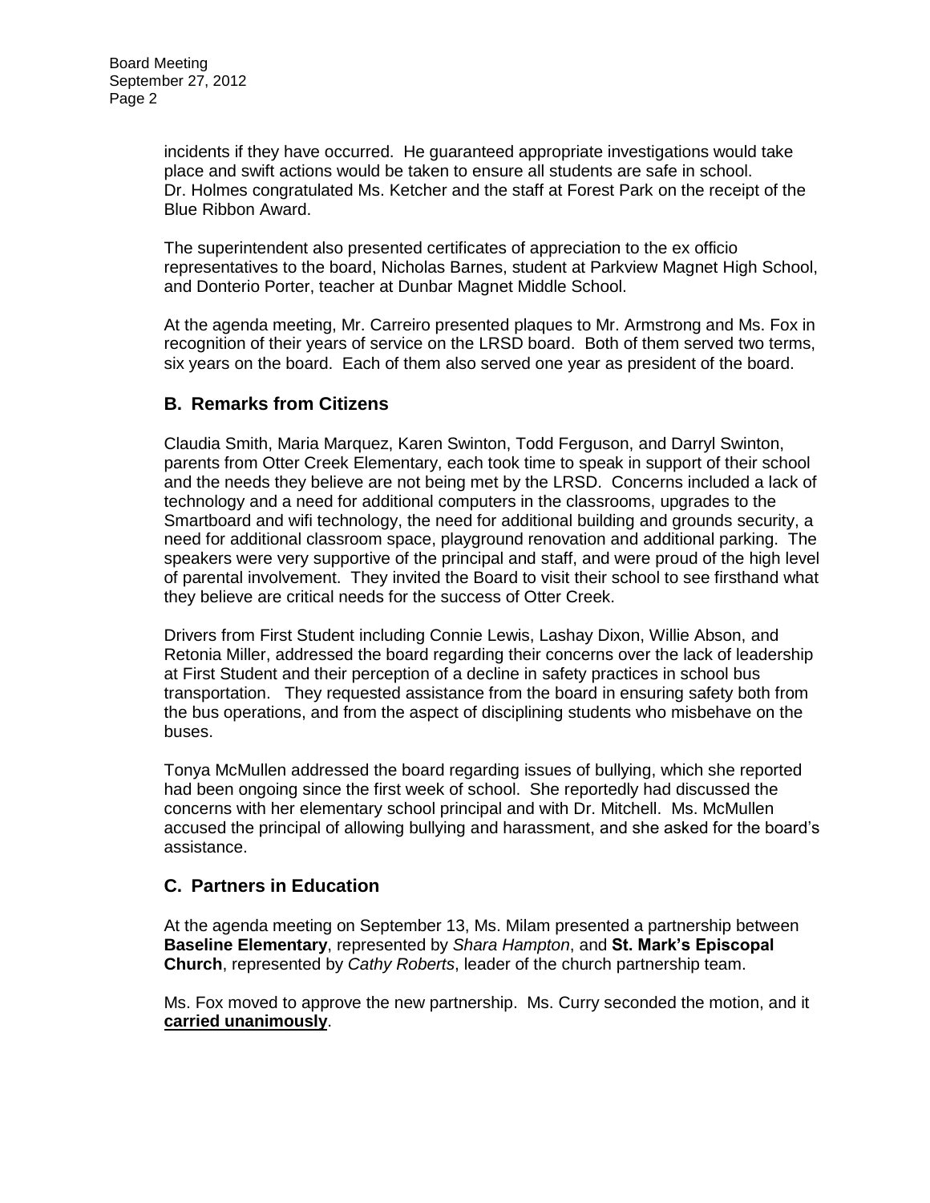incidents if they have occurred. He guaranteed appropriate investigations would take place and swift actions would be taken to ensure all students are safe in school. Dr. Holmes congratulated Ms. Ketcher and the staff at Forest Park on the receipt of the Blue Ribbon Award.

The superintendent also presented certificates of appreciation to the ex officio representatives to the board, Nicholas Barnes, student at Parkview Magnet High School, and Donterio Porter, teacher at Dunbar Magnet Middle School.

At the agenda meeting, Mr. Carreiro presented plaques to Mr. Armstrong and Ms. Fox in recognition of their years of service on the LRSD board. Both of them served two terms, six years on the board. Each of them also served one year as president of the board.

## B. Remarks from Citizens

Claudia Smith, Maria Marquez, Karen Swinton, Todd Ferguson, and Darryl Swinton, parents from Otter Creek Elementary, each took time to speak in support of their school and the needs they believe are not being met by the LRSD. Concerns included a lack of technology and a need for additional computers in the classrooms, upgrades to the Smartboard and wifi technology, the need for additional building and grounds security, a need for additional classroom space, playground renovation and additional parking. The speakers were very supportive of the principal and staff, and were proud of the high level of parental involvement. They invited the Board to visit their school to see firsthand what they believe are critical needs for the success of Otter Creek.

Drivers from First Student including Connie Lewis, Lashay Dixon, Willie Abson, and Retonia Miller, addressed the board regarding their concerns over the lack of leadership at First Student and their perception of a decline in safety practices in school bus transportation. They requested assistance from the board in ensuring safety both from the bus operations, and from the aspect of disciplining students who misbehave on the buses.

Tonya McMullen addressed the board regarding issues of bullying, which she reported had been ongoing since the first week of school. She reportedly had discussed the concerns with her elementary school principal and with Dr. Mitchell. Ms. McMullen accused the principal of allowing bullying and harassment, and she asked for the board's assistance.

## C. Partners in Education

At the agenda meeting on September 13, Ms. Milam presented a partnership between **Baseline Elementary**, represented by *Shara Hampton*, and **St. Mark's Episcopal Church**, represented by *Cathy Roberts*, leader of the church partnership team.

Ms. Fox moved to approve the new partnership. Ms. Curry seconded the motion, and it **carried unanimously**.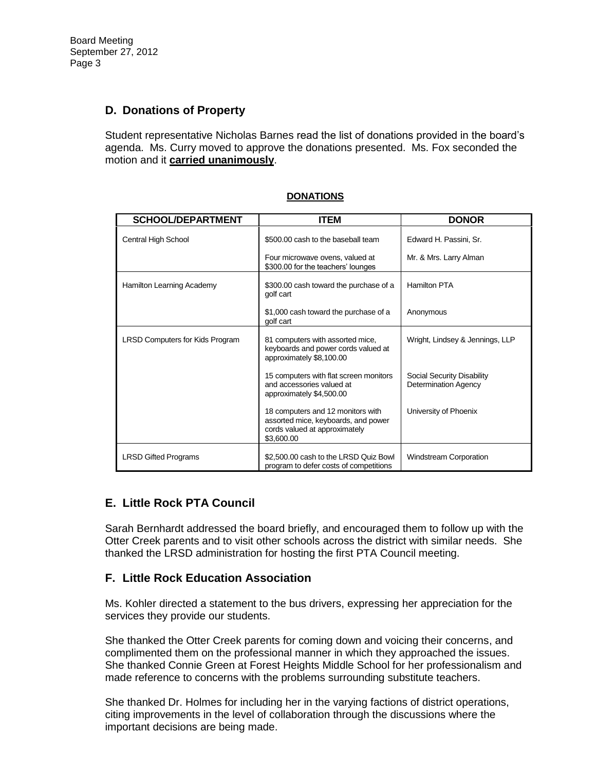## D. Donations of Property

Student representative Nicholas Barnes read the list of donations provided in the board's agenda. Ms. Curry moved to approve the donations presented. Ms. Fox seconded the motion and it **carried unanimously**.

**DONATIONS**

| SCHOOL/DEPARTMENT | ITEM | DONOR |
|---|---|---|
| Central High School | $500.00 cash to the baseball team | Edward H. Passini, Sr. |
| | Four microwave ovens, valued at $300.00 for the teachers' lounges | Mr. & Mrs. Larry Alman |
| Hamilton Learning Academy | $300.00 cash toward the purchase of a golf cart | Hamilton PTA |
| | $1,000 cash toward the purchase of a golf cart | Anonymous |
| LRSD Computers for Kids Program | 81 computers with assorted mice, keyboards and power cords valued at approximately $8,100.00 | Wright, Lindsey & Jennings, LLP |
| | 15 computers with flat screen monitors and accessories valued at approximately $4,500.00 | Social Security Disability Determination Agency |
| | 18 computers and 12 monitors with assorted mice, keyboards, and power cords valued at approximately $3,600.00 | University of Phoenix |
| LRSD Gifted Programs | $2,500.00 cash to the LRSD Quiz Bowl program to defer costs of competitions | Windstream Corporation |

## E. Little Rock PTA Council

Sarah Bernhardt addressed the board briefly, and encouraged them to follow up with the Otter Creek parents and to visit other schools across the district with similar needs. She thanked the LRSD administration for hosting the first PTA Council meeting.

## F. Little Rock Education Association

Ms. Kohler directed a statement to the bus drivers, expressing her appreciation for the services they provide our students.

She thanked the Otter Creek parents for coming down and voicing their concerns, and complimented them on the professional manner in which they approached the issues. She thanked Connie Green at Forest Heights Middle School for her professionalism and made reference to concerns with the problems surrounding substitute teachers.

She thanked Dr. Holmes for including her in the varying factions of district operations, citing improvements in the level of collaboration through the discussions where the important decisions are being made.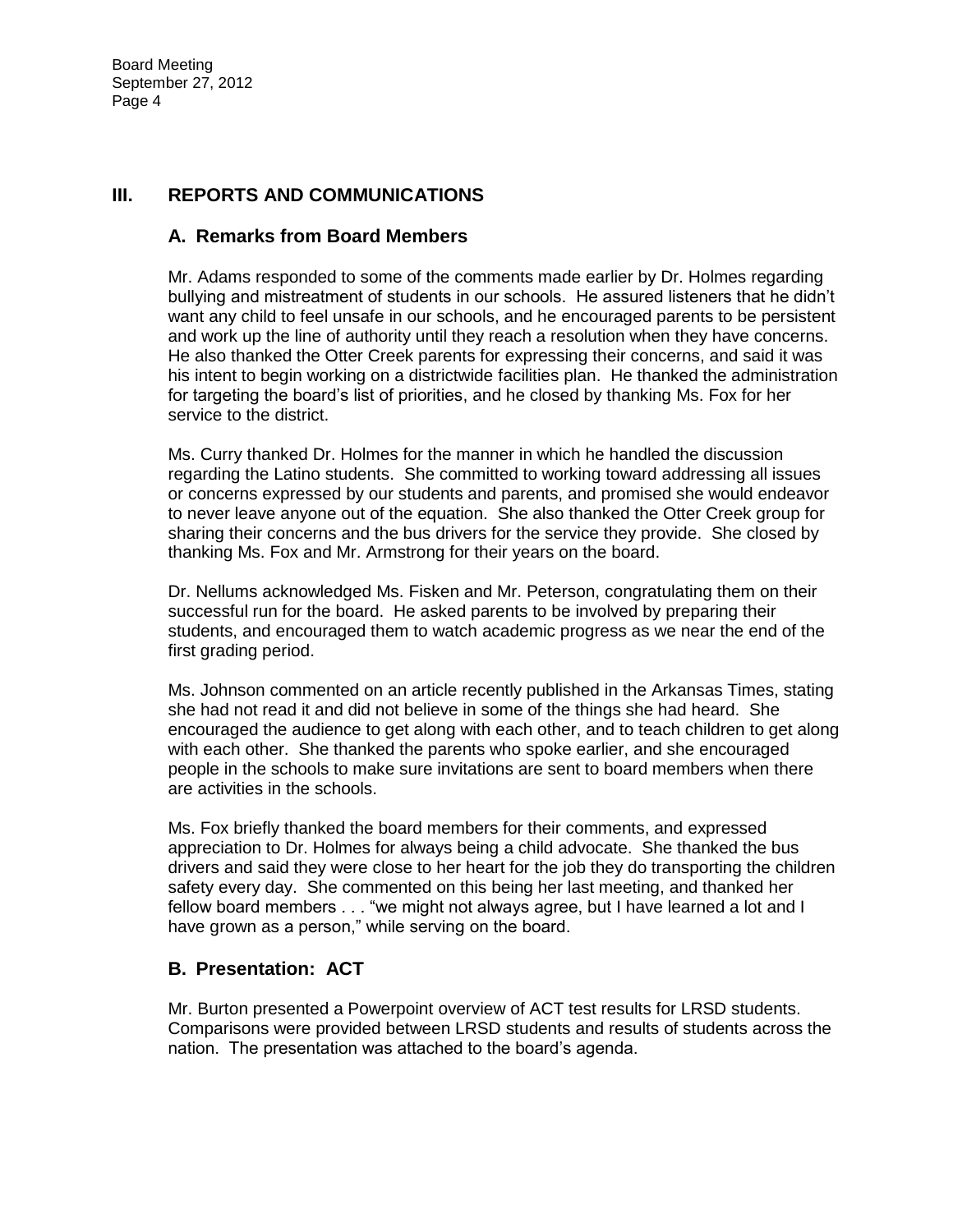## III. REPORTS AND COMMUNICATIONS

### A. Remarks from Board Members

Mr. Adams responded to some of the comments made earlier by Dr. Holmes regarding bullying and mistreatment of students in our schools. He assured listeners that he didn't want any child to feel unsafe in our schools, and he encouraged parents to be persistent and work up the line of authority until they reach a resolution when they have concerns. He also thanked the Otter Creek parents for expressing their concerns, and said it was his intent to begin working on a districtwide facilities plan. He thanked the administration for targeting the board's list of priorities, and he closed by thanking Ms. Fox for her service to the district.

Ms. Curry thanked Dr. Holmes for the manner in which he handled the discussion regarding the Latino students. She committed to working toward addressing all issues or concerns expressed by our students and parents, and promised she would endeavor to never leave anyone out of the equation. She also thanked the Otter Creek group for sharing their concerns and the bus drivers for the service they provide. She closed by thanking Ms. Fox and Mr. Armstrong for their years on the board.

Dr. Nellums acknowledged Ms. Fisken and Mr. Peterson, congratulating them on their successful run for the board. He asked parents to be involved by preparing their students, and encouraged them to watch academic progress as we near the end of the first grading period.

Ms. Johnson commented on an article recently published in the Arkansas Times, stating she had not read it and did not believe in some of the things she had heard. She encouraged the audience to get along with each other, and to teach children to get along with each other. She thanked the parents who spoke earlier, and she encouraged people in the schools to make sure invitations are sent to board members when there are activities in the schools.

Ms. Fox briefly thanked the board members for their comments, and expressed appreciation to Dr. Holmes for always being a child advocate. She thanked the bus drivers and said they were close to her heart for the job they do transporting the children safety every day. She commented on this being her last meeting, and thanked her fellow board members . . . "we might not always agree, but I have learned a lot and I have grown as a person," while serving on the board.

### B. Presentation: ACT

Mr. Burton presented a Powerpoint overview of ACT test results for LRSD students. Comparisons were provided between LRSD students and results of students across the nation. The presentation was attached to the board's agenda.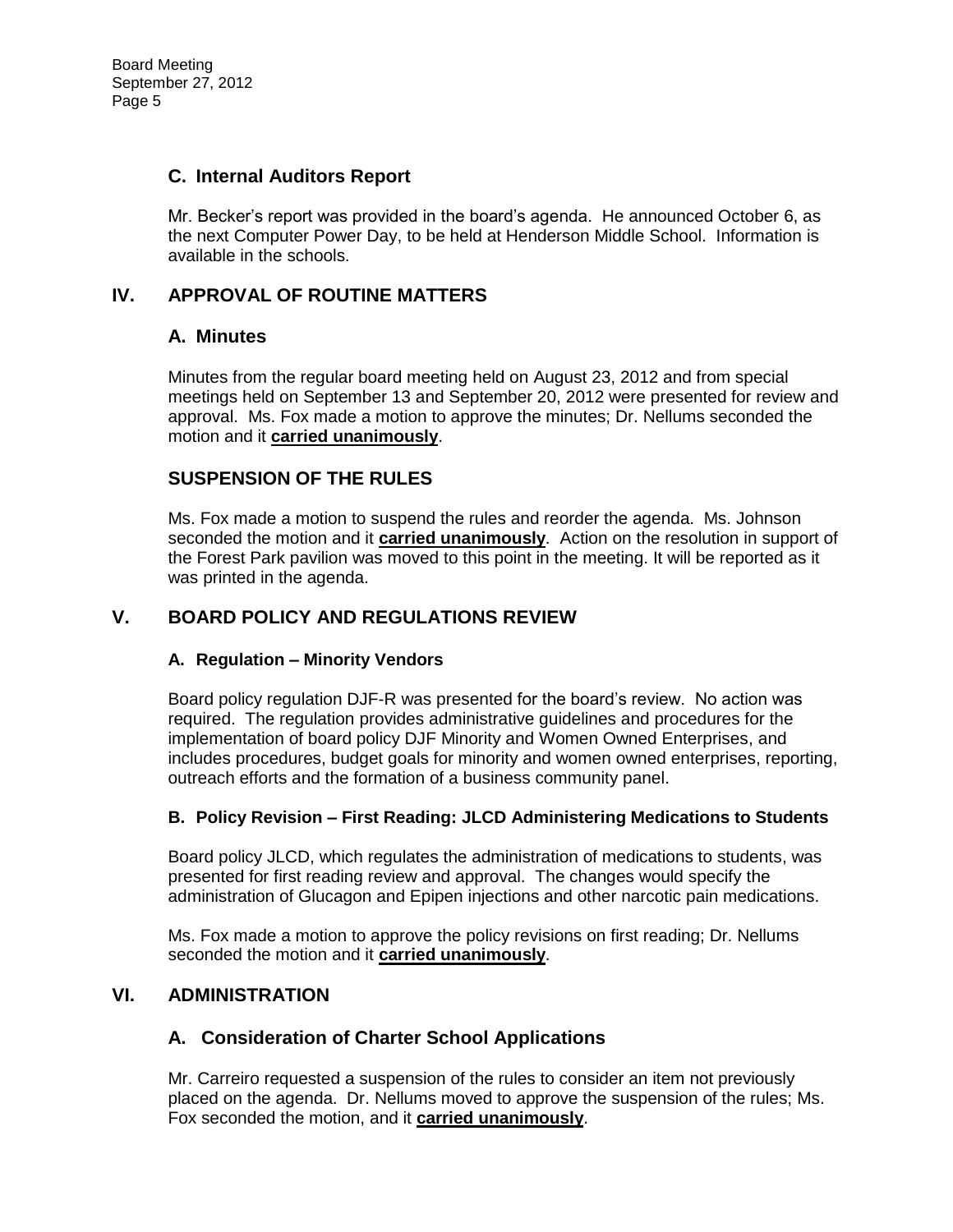### C. Internal Auditors Report

Mr. Becker's report was provided in the board's agenda. He announced October 6, as the next Computer Power Day, to be held at Henderson Middle School. Information is available in the schools.

## IV. APPROVAL OF ROUTINE MATTERS

### A. Minutes

Minutes from the regular board meeting held on August 23, 2012 and from special meetings held on September 13 and September 20, 2012 were presented for review and approval. Ms. Fox made a motion to approve the minutes; Dr. Nellums seconded the motion and it **carried unanimously**.

### SUSPENSION OF THE RULES

Ms. Fox made a motion to suspend the rules and reorder the agenda. Ms. Johnson seconded the motion and it **carried unanimously**. Action on the resolution in support of the Forest Park pavilion was moved to this point in the meeting. It will be reported as it was printed in the agenda.

## V. BOARD POLICY AND REGULATIONS REVIEW

#### A. Regulation – Minority Vendors

Board policy regulation DJF-R was presented for the board's review. No action was required. The regulation provides administrative guidelines and procedures for the implementation of board policy DJF Minority and Women Owned Enterprises, and includes procedures, budget goals for minority and women owned enterprises, reporting, outreach efforts and the formation of a business community panel.

#### B. Policy Revision – First Reading: JLCD Administering Medications to Students

Board policy JLCD, which regulates the administration of medications to students, was presented for first reading review and approval. The changes would specify the administration of Glucagon and Epipen injections and other narcotic pain medications.

Ms. Fox made a motion to approve the policy revisions on first reading; Dr. Nellums seconded the motion and it **carried unanimously**.

## VI. ADMINISTRATION

### A. Consideration of Charter School Applications

Mr. Carreiro requested a suspension of the rules to consider an item not previously placed on the agenda. Dr. Nellums moved to approve the suspension of the rules; Ms. Fox seconded the motion, and it **carried unanimously**.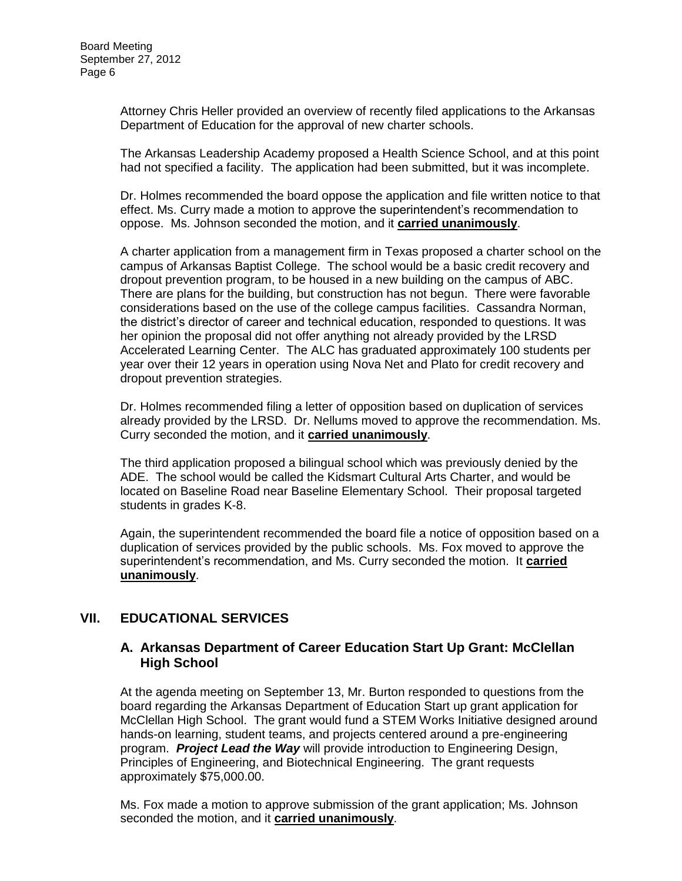Attorney Chris Heller provided an overview of recently filed applications to the Arkansas Department of Education for the approval of new charter schools.

The Arkansas Leadership Academy proposed a Health Science School, and at this point had not specified a facility. The application had been submitted, but it was incomplete.

Dr. Holmes recommended the board oppose the application and file written notice to that effect. Ms. Curry made a motion to approve the superintendent's recommendation to oppose. Ms. Johnson seconded the motion, and it **carried unanimously**.

A charter application from a management firm in Texas proposed a charter school on the campus of Arkansas Baptist College. The school would be a basic credit recovery and dropout prevention program, to be housed in a new building on the campus of ABC. There are plans for the building, but construction has not begun. There were favorable considerations based on the use of the college campus facilities. Cassandra Norman, the district's director of career and technical education, responded to questions. It was her opinion the proposal did not offer anything not already provided by the LRSD Accelerated Learning Center. The ALC has graduated approximately 100 students per year over their 12 years in operation using Nova Net and Plato for credit recovery and dropout prevention strategies.

Dr. Holmes recommended filing a letter of opposition based on duplication of services already provided by the LRSD. Dr. Nellums moved to approve the recommendation. Ms. Curry seconded the motion, and it **carried unanimously**.

The third application proposed a bilingual school which was previously denied by the ADE. The school would be called the Kidsmart Cultural Arts Charter, and would be located on Baseline Road near Baseline Elementary School. Their proposal targeted students in grades K-8.

Again, the superintendent recommended the board file a notice of opposition based on a duplication of services provided by the public schools. Ms. Fox moved to approve the superintendent's recommendation, and Ms. Curry seconded the motion. It **carried unanimously**.

## VII. EDUCATIONAL SERVICES

### A. Arkansas Department of Career Education Start Up Grant: McClellan High School

At the agenda meeting on September 13, Mr. Burton responded to questions from the board regarding the Arkansas Department of Education Start up grant application for McClellan High School. The grant would fund a STEM Works Initiative designed around hands-on learning, student teams, and projects centered around a pre-engineering program. ***Project Lead the Way*** will provide introduction to Engineering Design, Principles of Engineering, and Biotechnical Engineering. The grant requests approximately $75,000.00.

Ms. Fox made a motion to approve submission of the grant application; Ms. Johnson seconded the motion, and it **carried unanimously**.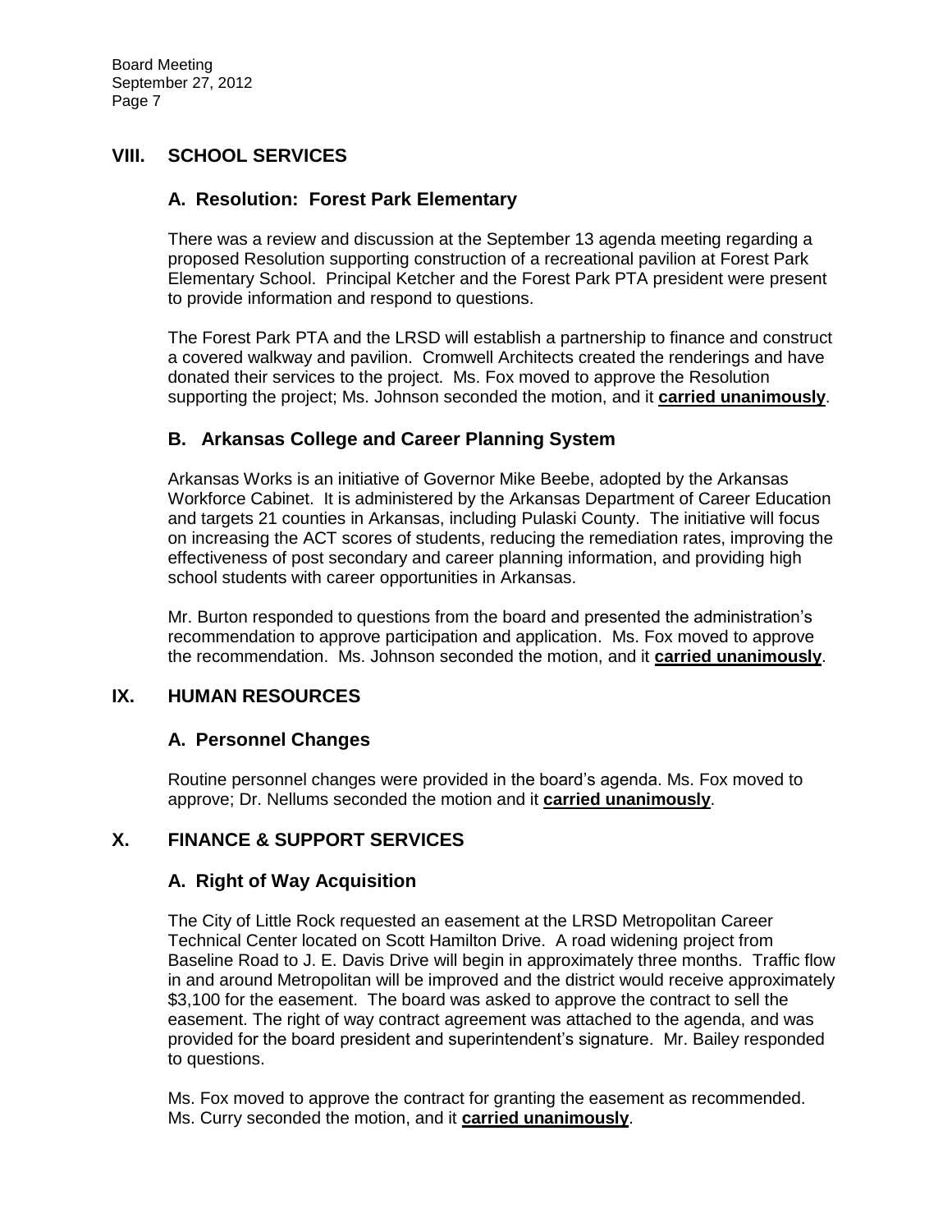## VIII. SCHOOL SERVICES

### A. Resolution: Forest Park Elementary

There was a review and discussion at the September 13 agenda meeting regarding a proposed Resolution supporting construction of a recreational pavilion at Forest Park Elementary School. Principal Ketcher and the Forest Park PTA president were present to provide information and respond to questions.

The Forest Park PTA and the LRSD will establish a partnership to finance and construct a covered walkway and pavilion. Cromwell Architects created the renderings and have donated their services to the project. Ms. Fox moved to approve the Resolution supporting the project; Ms. Johnson seconded the motion, and it **carried unanimously**.

### B. Arkansas College and Career Planning System

Arkansas Works is an initiative of Governor Mike Beebe, adopted by the Arkansas Workforce Cabinet. It is administered by the Arkansas Department of Career Education and targets 21 counties in Arkansas, including Pulaski County. The initiative will focus on increasing the ACT scores of students, reducing the remediation rates, improving the effectiveness of post secondary and career planning information, and providing high school students with career opportunities in Arkansas.

Mr. Burton responded to questions from the board and presented the administration's recommendation to approve participation and application. Ms. Fox moved to approve the recommendation. Ms. Johnson seconded the motion, and it **carried unanimously**.

## IX. HUMAN RESOURCES

### A. Personnel Changes

Routine personnel changes were provided in the board's agenda. Ms. Fox moved to approve; Dr. Nellums seconded the motion and it **carried unanimously**.

## X. FINANCE & SUPPORT SERVICES

### A. Right of Way Acquisition

The City of Little Rock requested an easement at the LRSD Metropolitan Career Technical Center located on Scott Hamilton Drive. A road widening project from Baseline Road to J. E. Davis Drive will begin in approximately three months. Traffic flow in and around Metropolitan will be improved and the district would receive approximately $3,100 for the easement. The board was asked to approve the contract to sell the easement. The right of way contract agreement was attached to the agenda, and was provided for the board president and superintendent's signature. Mr. Bailey responded to questions.

Ms. Fox moved to approve the contract for granting the easement as recommended. Ms. Curry seconded the motion, and it **carried unanimously**.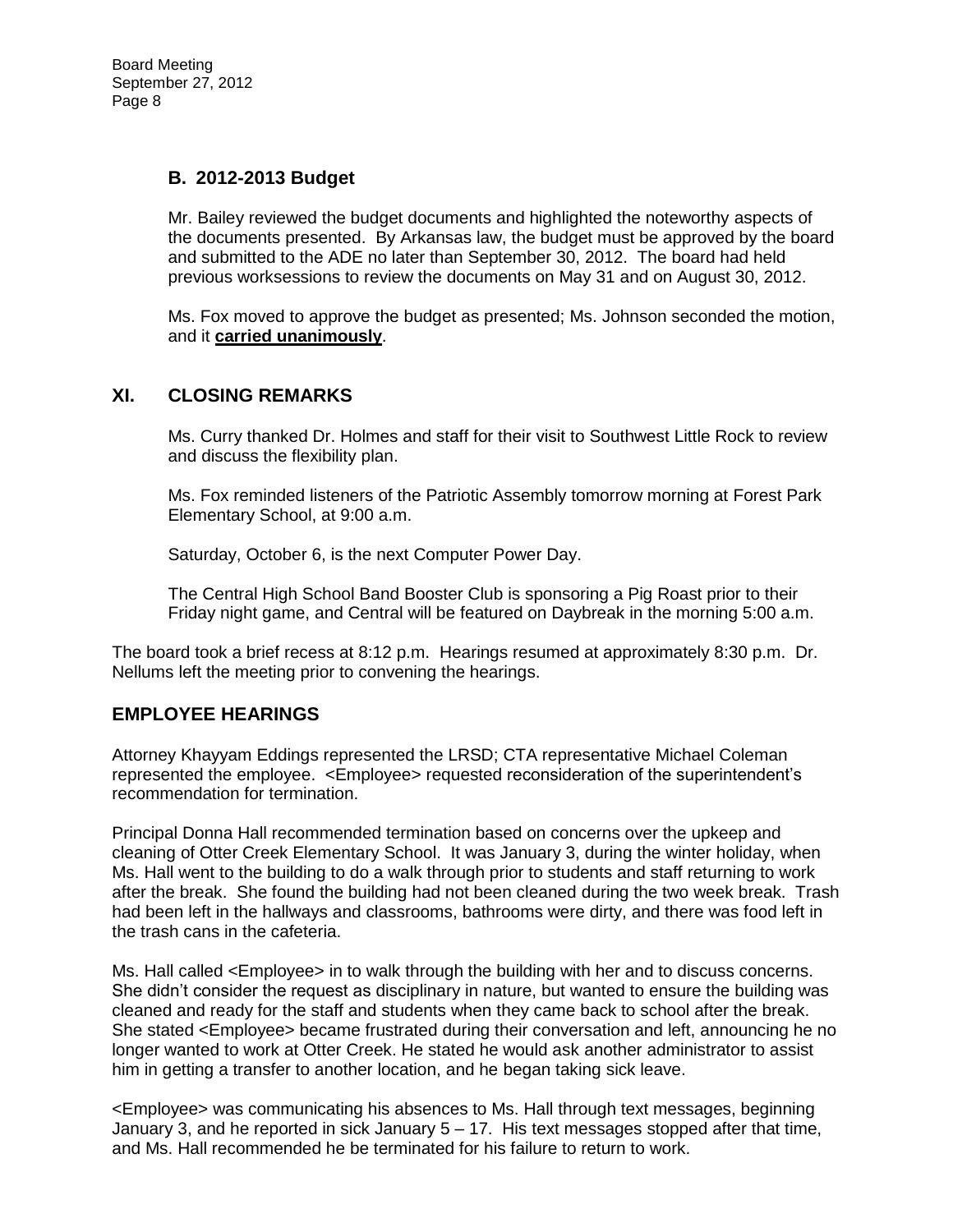### B. 2012-2013 Budget

Mr. Bailey reviewed the budget documents and highlighted the noteworthy aspects of the documents presented. By Arkansas law, the budget must be approved by the board and submitted to the ADE no later than September 30, 2012. The board had held previous worksessions to review the documents on May 31 and on August 30, 2012.

Ms. Fox moved to approve the budget as presented; Ms. Johnson seconded the motion, and it **carried unanimously**.

## XI. CLOSING REMARKS

Ms. Curry thanked Dr. Holmes and staff for their visit to Southwest Little Rock to review and discuss the flexibility plan.

Ms. Fox reminded listeners of the Patriotic Assembly tomorrow morning at Forest Park Elementary School, at 9:00 a.m.

Saturday, October 6, is the next Computer Power Day.

The Central High School Band Booster Club is sponsoring a Pig Roast prior to their Friday night game, and Central will be featured on Daybreak in the morning 5:00 a.m.

The board took a brief recess at 8:12 p.m. Hearings resumed at approximately 8:30 p.m. Dr. Nellums left the meeting prior to convening the hearings.

## EMPLOYEE HEARINGS

Attorney Khayyam Eddings represented the LRSD; CTA representative Michael Coleman represented the employee. <Employee> requested reconsideration of the superintendent's recommendation for termination.

Principal Donna Hall recommended termination based on concerns over the upkeep and cleaning of Otter Creek Elementary School. It was January 3, during the winter holiday, when Ms. Hall went to the building to do a walk through prior to students and staff returning to work after the break. She found the building had not been cleaned during the two week break. Trash had been left in the hallways and classrooms, bathrooms were dirty, and there was food left in the trash cans in the cafeteria.

Ms. Hall called <Employee> in to walk through the building with her and to discuss concerns. She didn't consider the request as disciplinary in nature, but wanted to ensure the building was cleaned and ready for the staff and students when they came back to school after the break. She stated <Employee> became frustrated during their conversation and left, announcing he no longer wanted to work at Otter Creek. He stated he would ask another administrator to assist him in getting a transfer to another location, and he began taking sick leave.

<Employee> was communicating his absences to Ms. Hall through text messages, beginning January 3, and he reported in sick January 5 – 17. His text messages stopped after that time, and Ms. Hall recommended he be terminated for his failure to return to work.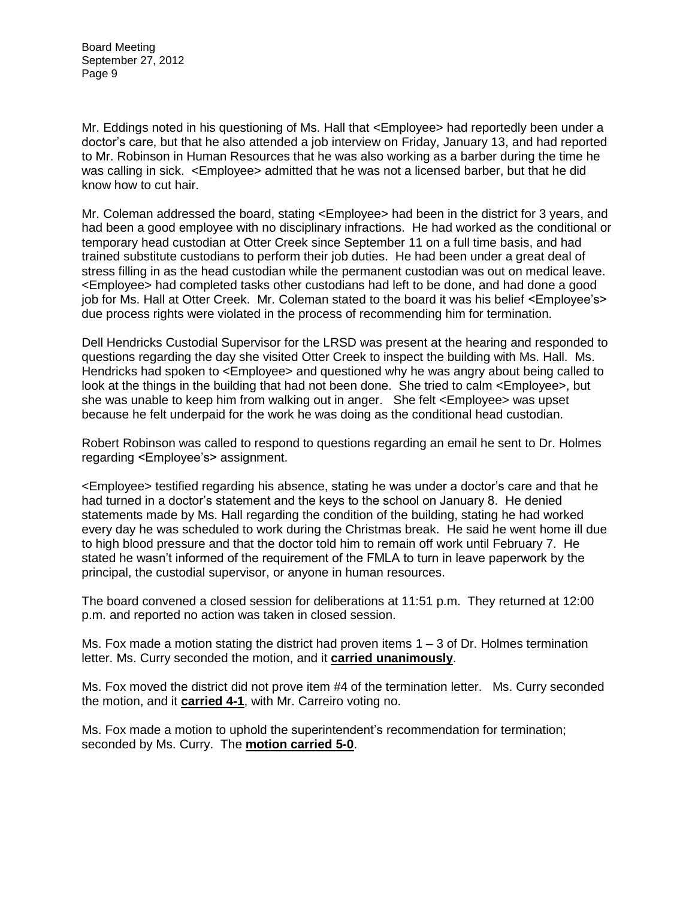Mr. Eddings noted in his questioning of Ms. Hall that <Employee> had reportedly been under a doctor's care, but that he also attended a job interview on Friday, January 13, and had reported to Mr. Robinson in Human Resources that he was also working as a barber during the time he was calling in sick. <Employee> admitted that he was not a licensed barber, but that he did know how to cut hair.

Mr. Coleman addressed the board, stating <Employee> had been in the district for 3 years, and had been a good employee with no disciplinary infractions. He had worked as the conditional or temporary head custodian at Otter Creek since September 11 on a full time basis, and had trained substitute custodians to perform their job duties. He had been under a great deal of stress filling in as the head custodian while the permanent custodian was out on medical leave. <Employee> had completed tasks other custodians had left to be done, and had done a good job for Ms. Hall at Otter Creek. Mr. Coleman stated to the board it was his belief <Employee's> due process rights were violated in the process of recommending him for termination.

Dell Hendricks Custodial Supervisor for the LRSD was present at the hearing and responded to questions regarding the day she visited Otter Creek to inspect the building with Ms. Hall. Ms. Hendricks had spoken to <Employee> and questioned why he was angry about being called to look at the things in the building that had not been done. She tried to calm <Employee>, but she was unable to keep him from walking out in anger. She felt <Employee> was upset because he felt underpaid for the work he was doing as the conditional head custodian.

Robert Robinson was called to respond to questions regarding an email he sent to Dr. Holmes regarding <Employee's> assignment.

<Employee> testified regarding his absence, stating he was under a doctor's care and that he had turned in a doctor's statement and the keys to the school on January 8. He denied statements made by Ms. Hall regarding the condition of the building, stating he had worked every day he was scheduled to work during the Christmas break. He said he went home ill due to high blood pressure and that the doctor told him to remain off work until February 7. He stated he wasn't informed of the requirement of the FMLA to turn in leave paperwork by the principal, the custodial supervisor, or anyone in human resources.

The board convened a closed session for deliberations at 11:51 p.m. They returned at 12:00 p.m. and reported no action was taken in closed session.

Ms. Fox made a motion stating the district had proven items 1 – 3 of Dr. Holmes termination letter. Ms. Curry seconded the motion, and it **carried unanimously**.

Ms. Fox moved the district did not prove item #4 of the termination letter. Ms. Curry seconded the motion, and it **carried 4-1**, with Mr. Carreiro voting no.

Ms. Fox made a motion to uphold the superintendent's recommendation for termination; seconded by Ms. Curry. The **motion carried 5-0**.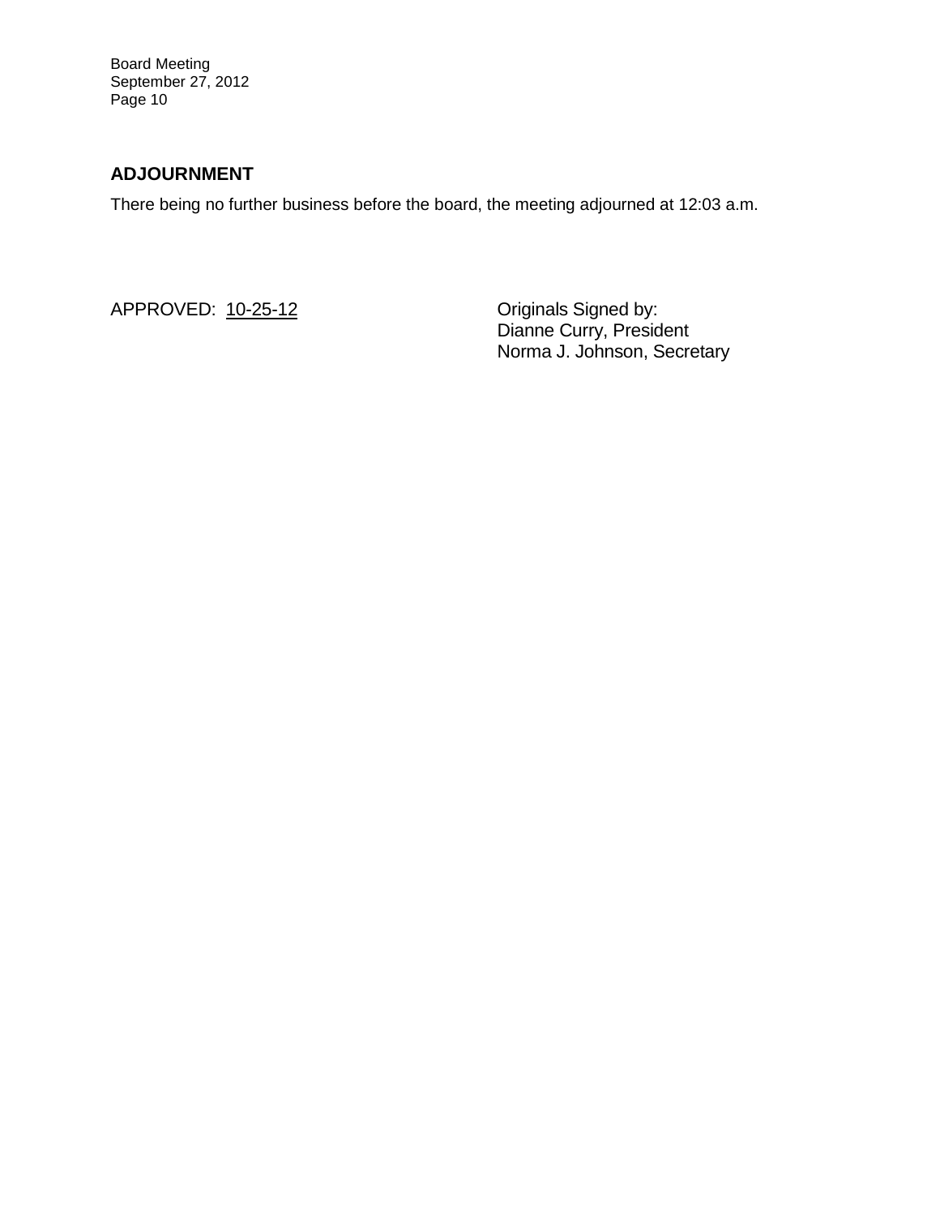## ADJOURNMENT

There being no further business before the board, the meeting adjourned at 12:03 a.m.

APPROVED: 10-25-12

Originals Signed by:
Dianne Curry, President
Norma J. Johnson, Secretary